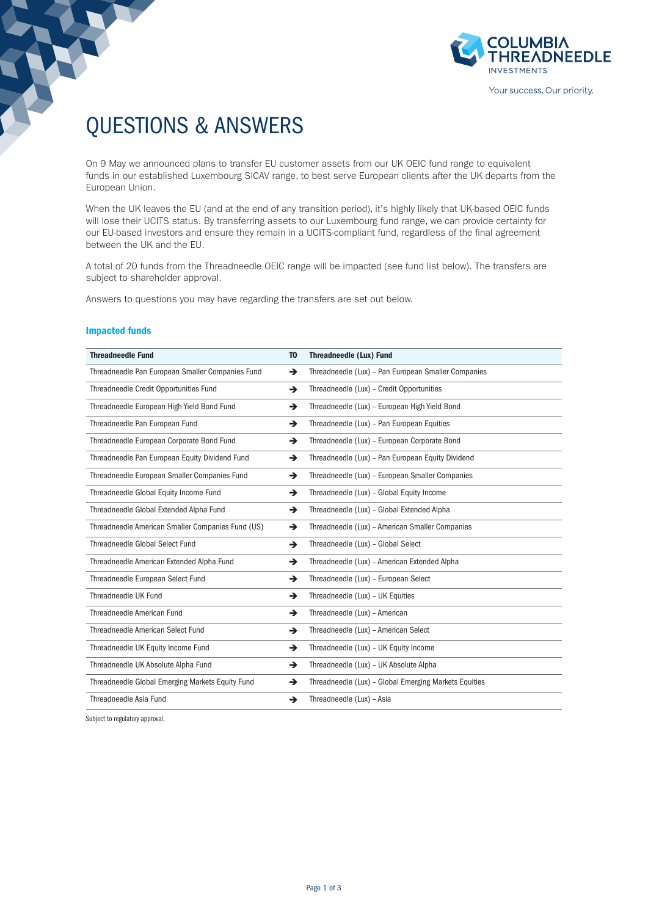# QUESTIONS & ANSWERS

On 9 May we announced plans to transfer EU customer assets from our UK OEIC fund range to equivalent funds in our established Luxembourg SICAV range, to best serve European clients after the UK departs from the European Union.

When the UK leaves the EU (and at the end of any transition period), it's highly likely that UK-based OEIC funds will lose their UCITS status. By transferring assets to our Luxembourg fund range, we can provide certainty for our EU-based investors and ensure they remain in a UCITS-compliant fund, regardless of the final agreement between the UK and the EU.

A total of 20 funds from the Threadneedle OEIC range will be impacted (see fund list below). The transfers are subject to shareholder approval.

Answers to questions you may have regarding the transfers are set out below.

## Impacted funds

| Threadneedle Fund | TO | Threadneedle (Lux) Fund |
|---|---|---|
| Threadneedle Pan European Smaller Companies Fund | ➔ | Threadneedle (Lux) – Pan European Smaller Companies |
| Threadneedle Credit Opportunities Fund | ➔ | Threadneedle (Lux) – Credit Opportunities |
| Threadneedle European High Yield Bond Fund | ➔ | Threadneedle (Lux) – European High Yield Bond |
| Threadneedle Pan European Fund | ➔ | Threadneedle (Lux) – Pan European Equities |
| Threadneedle European Corporate Bond Fund | ➔ | Threadneedle (Lux) – European Corporate Bond |
| Threadneedle Pan European Equity Dividend Fund | ➔ | Threadneedle (Lux) – Pan European Equity Dividend |
| Threadneedle European Smaller Companies Fund | ➔ | Threadneedle (Lux) – European Smaller Companies |
| Threadneedle Global Equity Income Fund | ➔ | Threadneedle (Lux) – Global Equity Income |
| Threadneedle Global Extended Alpha Fund | ➔ | Threadneedle (Lux) – Global Extended Alpha |
| Threadneedle American Smaller Companies Fund (US) | ➔ | Threadneedle (Lux) – American Smaller Companies |
| Threadneedle Global Select Fund | ➔ | Threadneedle (Lux) – Global Select |
| Threadneedle American Extended Alpha Fund | ➔ | Threadneedle (Lux) – American Extended Alpha |
| Threadneedle European Select Fund | ➔ | Threadneedle (Lux) – European Select |
| Threadneedle UK Fund | ➔ | Threadneedle (Lux) – UK Equities |
| Threadneedle American Fund | ➔ | Threadneedle (Lux) – American |
| Threadneedle American Select Fund | ➔ | Threadneedle (Lux) – American Select |
| Threadneedle UK Equity Income Fund | ➔ | Threadneedle (Lux) – UK Equity Income |
| Threadneedle UK Absolute Alpha Fund | ➔ | Threadneedle (Lux) – UK Absolute Alpha |
| Threadneedle Global Emerging Markets Equity Fund | ➔ | Threadneedle (Lux) – Global Emerging Markets Equities |
| Threadneedle Asia Fund | ➔ | Threadneedle (Lux) – Asia |

Subject to regulatory approval.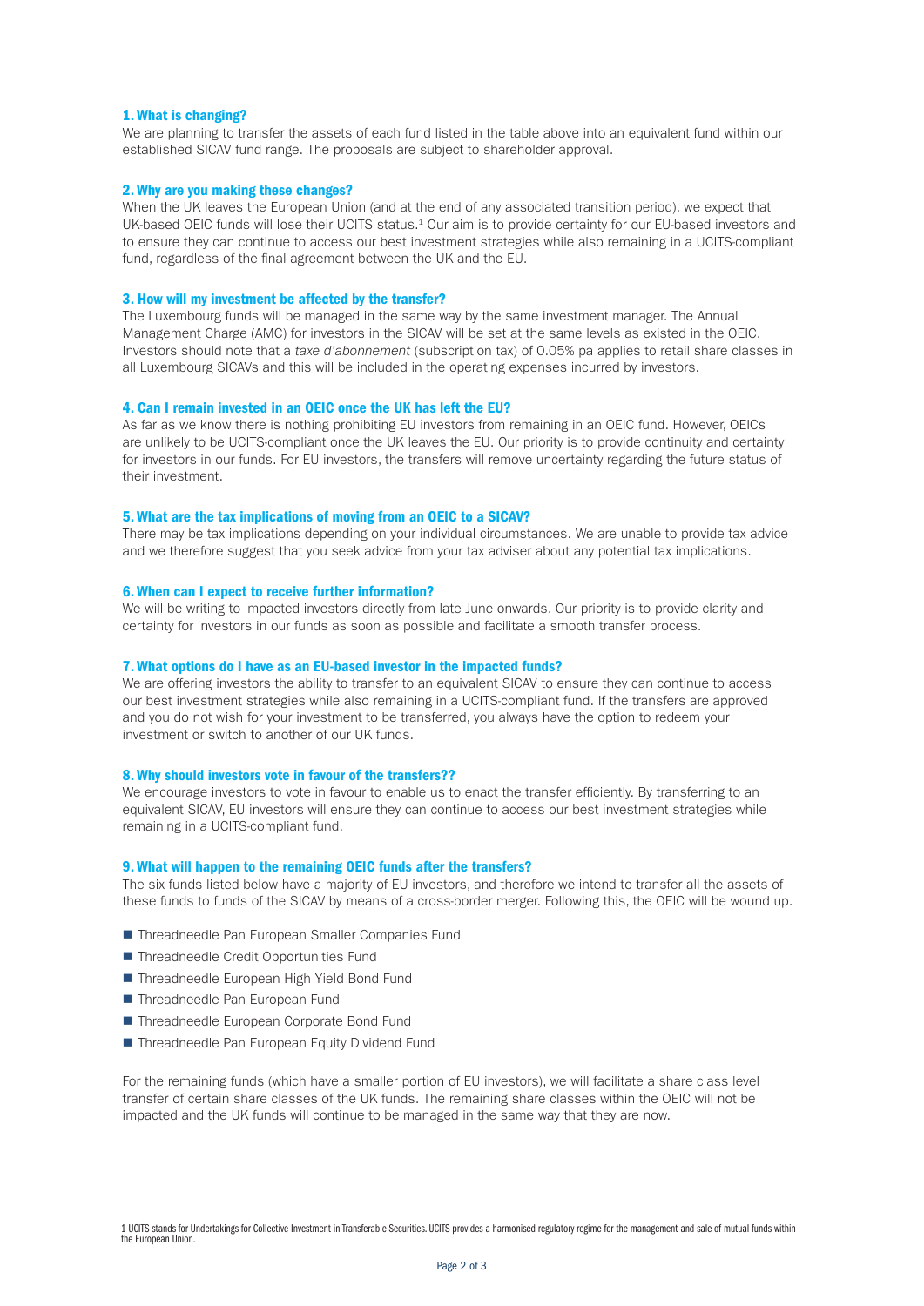### 1. What is changing?

We are planning to transfer the assets of each fund listed in the table above into an equivalent fund within our established SICAV fund range. The proposals are subject to shareholder approval.

### 2. Why are you making these changes?

When the UK leaves the European Union (and at the end of any associated transition period), we expect that UK-based OEIC funds will lose their UCITS status.[1] Our aim is to provide certainty for our EU-based investors and to ensure they can continue to access our best investment strategies while also remaining in a UCITS-compliant fund, regardless of the final agreement between the UK and the EU.

### 3. How will my investment be affected by the transfer?

The Luxembourg funds will be managed in the same way by the same investment manager. The Annual Management Charge (AMC) for investors in the SICAV will be set at the same levels as existed in the OEIC. Investors should note that a *taxe d'abonnement* (subscription tax) of 0.05% pa applies to retail share classes in all Luxembourg SICAVs and this will be included in the operating expenses incurred by investors.

### 4. Can I remain invested in an OEIC once the UK has left the EU?

As far as we know there is nothing prohibiting EU investors from remaining in an OEIC fund. However, OEICs are unlikely to be UCITS-compliant once the UK leaves the EU. Our priority is to provide continuity and certainty for investors in our funds. For EU investors, the transfers will remove uncertainty regarding the future status of their investment.

### 5. What are the tax implications of moving from an OEIC to a SICAV?

There may be tax implications depending on your individual circumstances. We are unable to provide tax advice and we therefore suggest that you seek advice from your tax adviser about any potential tax implications.

### 6. When can I expect to receive further information?

We will be writing to impacted investors directly from late June onwards. Our priority is to provide clarity and certainty for investors in our funds as soon as possible and facilitate a smooth transfer process.

### 7. What options do I have as an EU-based investor in the impacted funds?

We are offering investors the ability to transfer to an equivalent SICAV to ensure they can continue to access our best investment strategies while also remaining in a UCITS-compliant fund. If the transfers are approved and you do not wish for your investment to be transferred, you always have the option to redeem your investment or switch to another of our UK funds.

### 8. Why should investors vote in favour of the transfers??

We encourage investors to vote in favour to enable us to enact the transfer efficiently. By transferring to an equivalent SICAV, EU investors will ensure they can continue to access our best investment strategies while remaining in a UCITS-compliant fund.

### 9. What will happen to the remaining OEIC funds after the transfers?

The six funds listed below have a majority of EU investors, and therefore we intend to transfer all the assets of these funds to funds of the SICAV by means of a cross-border merger. Following this, the OEIC will be wound up.

- Threadneedle Pan European Smaller Companies Fund
- Threadneedle Credit Opportunities Fund
- Threadneedle European High Yield Bond Fund
- Threadneedle Pan European Fund
- Threadneedle European Corporate Bond Fund
- Threadneedle Pan European Equity Dividend Fund

For the remaining funds (which have a smaller portion of EU investors), we will facilitate a share class level transfer of certain share classes of the UK funds. The remaining share classes within the OEIC will not be impacted and the UK funds will continue to be managed in the same way that they are now.

[1] UCITS stands for Undertakings for Collective Investment in Transferable Securities. UCITS provides a harmonised regulatory regime for the management and sale of mutual funds within the European Union.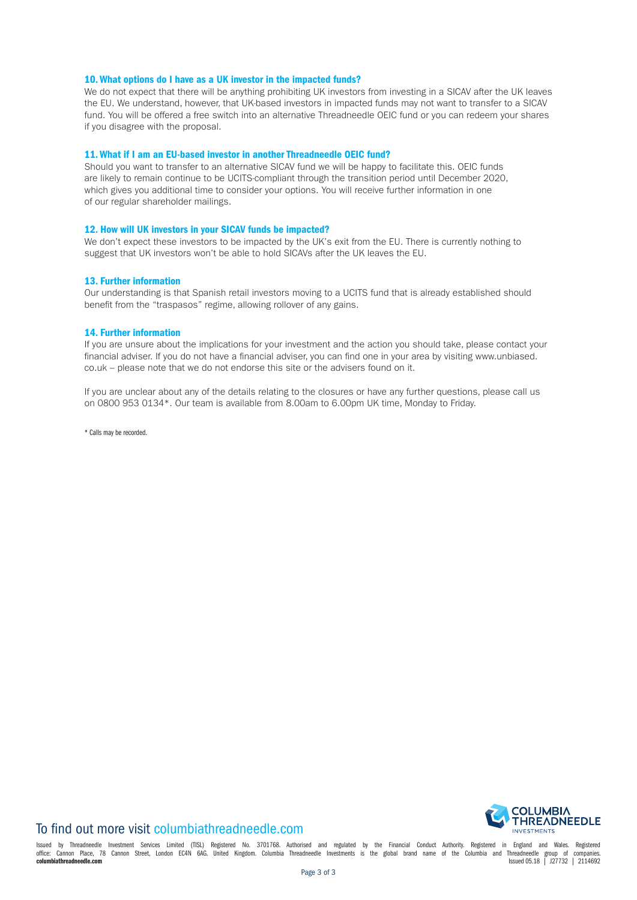### 10. What options do I have as a UK investor in the impacted funds?

We do not expect that there will be anything prohibiting UK investors from investing in a SICAV after the UK leaves the EU. We understand, however, that UK-based investors in impacted funds may not want to transfer to a SICAV fund. You will be offered a free switch into an alternative Threadneedle OEIC fund or you can redeem your shares if you disagree with the proposal.

### 11. What if I am an EU-based investor in another Threadneedle OEIC fund?

Should you want to transfer to an alternative SICAV fund we will be happy to facilitate this. OEIC funds are likely to remain continue to be UCITS-compliant through the transition period until December 2020, which gives you additional time to consider your options. You will receive further information in one of our regular shareholder mailings.

### 12. How will UK investors in your SICAV funds be impacted?

We don't expect these investors to be impacted by the UK's exit from the EU. There is currently nothing to suggest that UK investors won't be able to hold SICAVs after the UK leaves the EU.

### 13. Further information

Our understanding is that Spanish retail investors moving to a UCITS fund that is already established should benefit from the "traspasos" regime, allowing rollover of any gains.

### 14. Further information

If you are unsure about the implications for your investment and the action you should take, please contact your financial adviser. If you do not have a financial adviser, you can find one in your area by visiting www.unbiased.co.uk – please note that we do not endorse this site or the advisers found on it.

If you are unclear about any of the details relating to the closures or have any further questions, please call us on 0800 953 0134*. Our team is available from 8.00am to 6.00pm UK time, Monday to Friday.

* Calls may be recorded.

To find out more visit columbiathreadneedle.com

COLUMBIA THREADNEEDLE INVESTMENTS

Issued by Threadneedle Investment Services Limited (TISL) Registered No. 3701768. Authorised and regulated by the Financial Conduct Authority. Registered in England and Wales. Registered office: Cannon Place, 78 Cannon Street, London EC4N 6AG. United Kingdom. Columbia Threadneedle Investments is the global brand name of the Columbia and Threadneedle group of companies.
**columbiathreadneedle.com**

Issued 05.18 | J27732 | 2114692